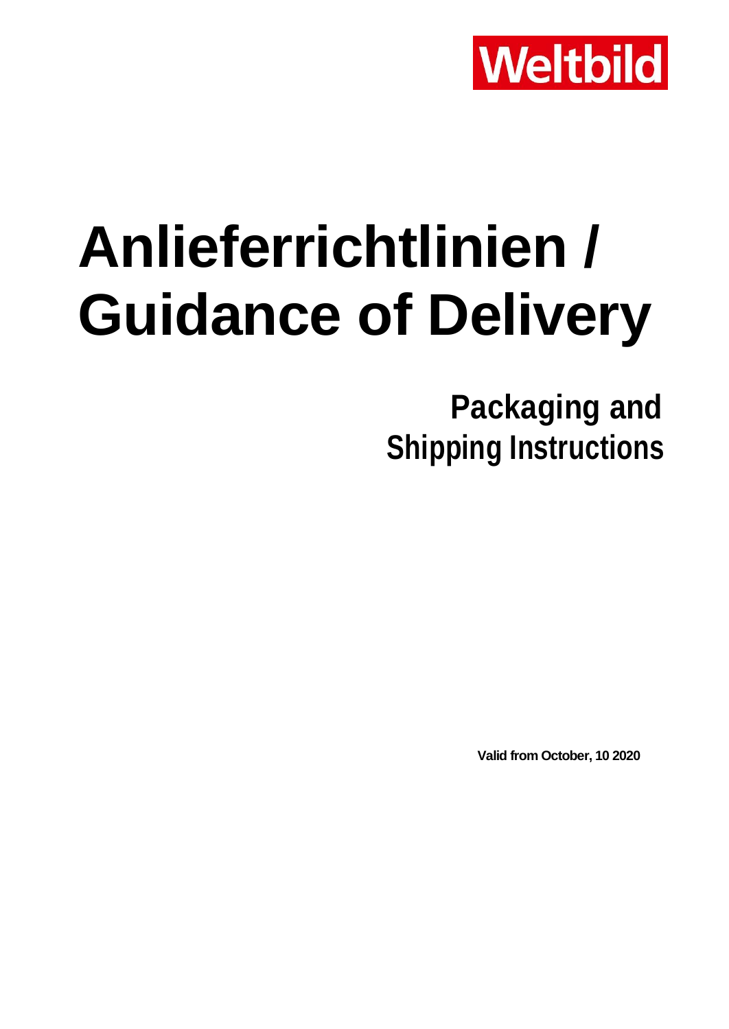Weltbild

# Anlieferrichtlinien / Guidance of Delivery

## Packaging and Shipping Instructions

**Valid from October, 10 2020**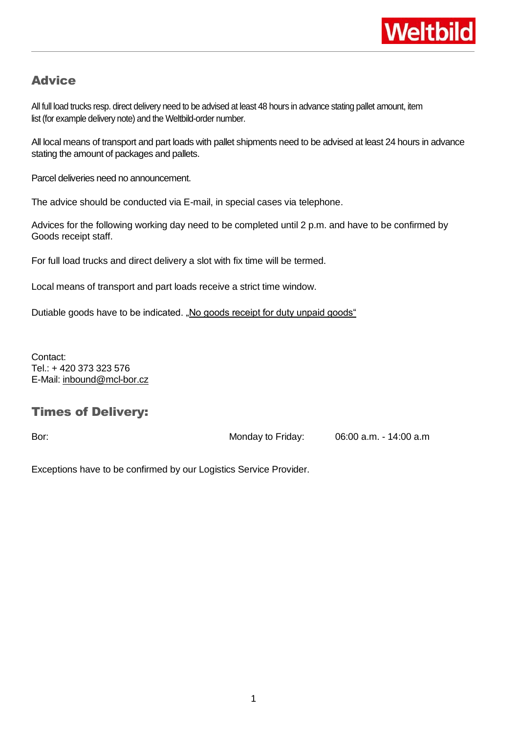## Advice

All full load trucks resp. direct delivery need to be advised at least 48 hours in advance stating pallet amount, item list (for example delivery note) and the Weltbild-order number.

All local means of transport and part loads with pallet shipments need to be advised at least 24 hours in advance stating the amount of packages and pallets.

Parcel deliveries need no announcement.

The advice should be conducted via E-mail, in special cases via telephone.

Advices for the following working day need to be completed until 2 p.m. and have to be confirmed by Goods receipt staff.

For full load trucks and direct delivery a slot with fix time will be termed.

Local means of transport and part loads receive a strict time window.

Dutiable goods have to be indicated. „No goods receipt for duty unpaid goods"

Contact:
Tel.: + 420 373 323 576
E-Mail: inbound@mcl-bor.cz

## Times of Delivery:

| | | |
|---|---|---|
| Bor: | Monday to Friday: | 06:00 a.m. - 14:00 a.m |

Exceptions have to be confirmed by our Logistics Service Provider.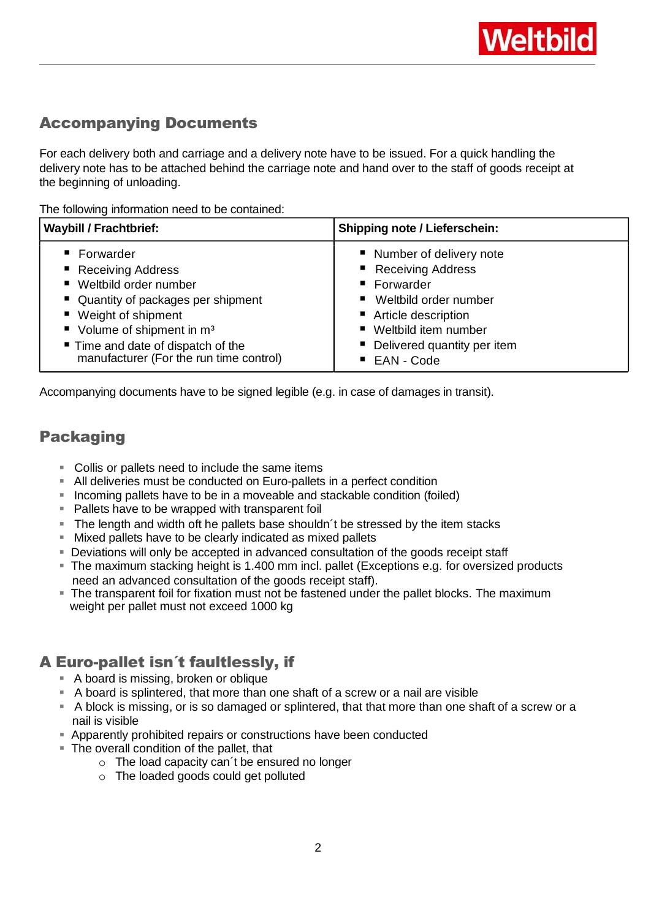## Accompanying Documents

For each delivery both and carriage and a delivery note have to be issued. For a quick handling the delivery note has to be attached behind the carriage note and hand over to the staff of goods receipt at the beginning of unloading.

The following information need to be contained:

| Waybill / Frachtbrief: | Shipping note / Lieferschein: |
|---|---|
| ▪ Forwarder<br>▪ Receiving Address<br>▪ Weltbild order number<br>▪ Quantity of packages per shipment<br>▪ Weight of shipment<br>▪ Volume of shipment in m³<br>▪ Time and date of dispatch of the manufacturer (For the run time control) | ▪ Number of delivery note<br>▪ Receiving Address<br>▪ Forwarder<br>▪ Weltbild order number<br>▪ Article description<br>▪ Weltbild item number<br>▪ Delivered quantity per item<br>▪ EAN - Code |

Accompanying documents have to be signed legible (e.g. in case of damages in transit).

## Packaging

- Collis or pallets need to include the same items
- All deliveries must be conducted on Euro-pallets in a perfect condition
- Incoming pallets have to be in a moveable and stackable condition (foiled)
- Pallets have to be wrapped with transparent foil
- The length and width oft he pallets base shouldn´t be stressed by the item stacks
- Mixed pallets have to be clearly indicated as mixed pallets
- Deviations will only be accepted in advanced consultation of the goods receipt staff
- The maximum stacking height is 1.400 mm incl. pallet (Exceptions e.g. for oversized products need an advanced consultation of the goods receipt staff).
- The transparent foil for fixation must not be fastened under the pallet blocks. The maximum weight per pallet must not exceed 1000 kg

## A Euro-pallet isn´t faultlessly, if

- A board is missing, broken or oblique
- A board is splintered, that more than one shaft of a screw or a nail are visible
- A block is missing, or is so damaged or splintered, that that more than one shaft of a screw or a nail is visible
- Apparently prohibited repairs or constructions have been conducted
- The overall condition of the pallet, that
  - The load capacity can´t be ensured no longer
  - The loaded goods could get polluted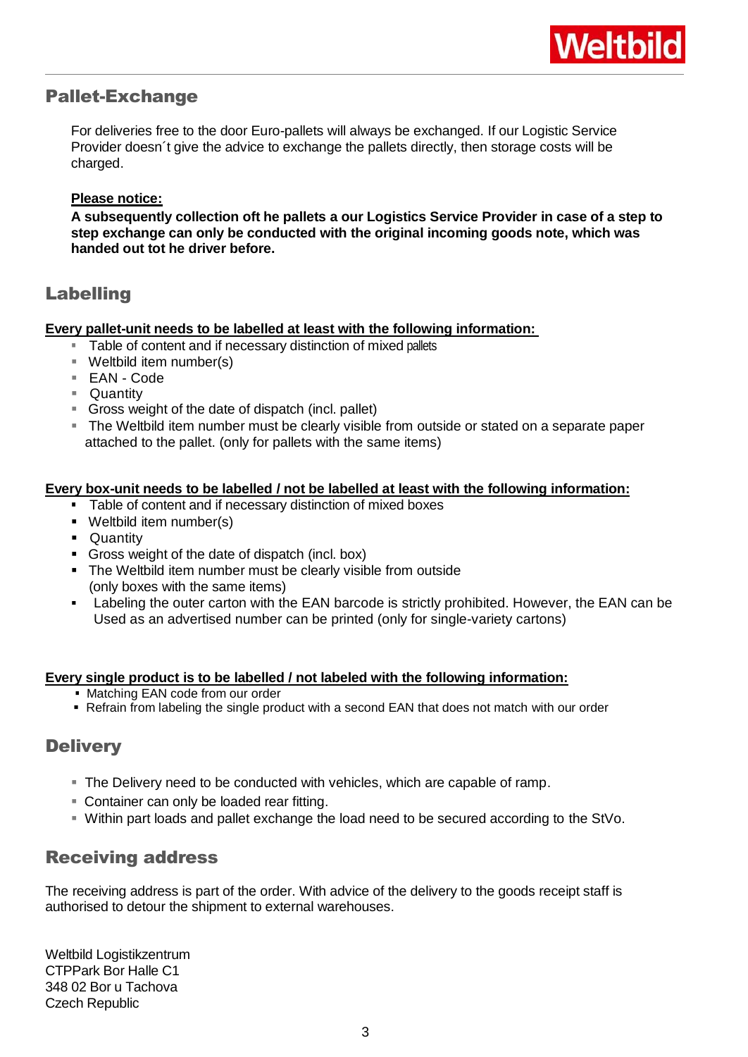## Pallet-Exchange

For deliveries free to the door Euro-pallets will always be exchanged. If our Logistic Service Provider doesn´t give the advice to exchange the pallets directly, then storage costs will be charged.

**Please notice:**

**A subsequently collection oft he pallets a our Logistics Service Provider in case of a step to step exchange can only be conducted with the original incoming goods note, which was handed out tot he driver before.**

## Labelling

**Every pallet-unit needs to be labelled at least with the following information:**

- Table of content and if necessary distinction of mixed pallets
- Weltbild item number(s)
- EAN - Code
- Quantity
- Gross weight of the date of dispatch (incl. pallet)
- The Weltbild item number must be clearly visible from outside or stated on a separate paper attached to the pallet. (only for pallets with the same items)

**Every box-unit needs to be labelled / not be labelled at least with the following information:**

- Table of content and if necessary distinction of mixed boxes
- Weltbild item number(s)
- Quantity
- Gross weight of the date of dispatch (incl. box)
- The Weltbild item number must be clearly visible from outside (only boxes with the same items)
- Labeling the outer carton with the EAN barcode is strictly prohibited. However, the EAN can be Used as an advertised number can be printed (only for single-variety cartons)

**Every single product is to be labelled / not labeled with the following information:**

- Matching EAN code from our order
- Refrain from labeling the single product with a second EAN that does not match with our order

## Delivery

- The Delivery need to be conducted with vehicles, which are capable of ramp.
- Container can only be loaded rear fitting.
- Within part loads and pallet exchange the load need to be secured according to the StVo.

## Receiving address

The receiving address is part of the order. With advice of the delivery to the goods receipt staff is authorised to detour the shipment to external warehouses.

Weltbild Logistikzentrum
CTPPark Bor Halle C1
348 02 Bor u Tachova
Czech Republic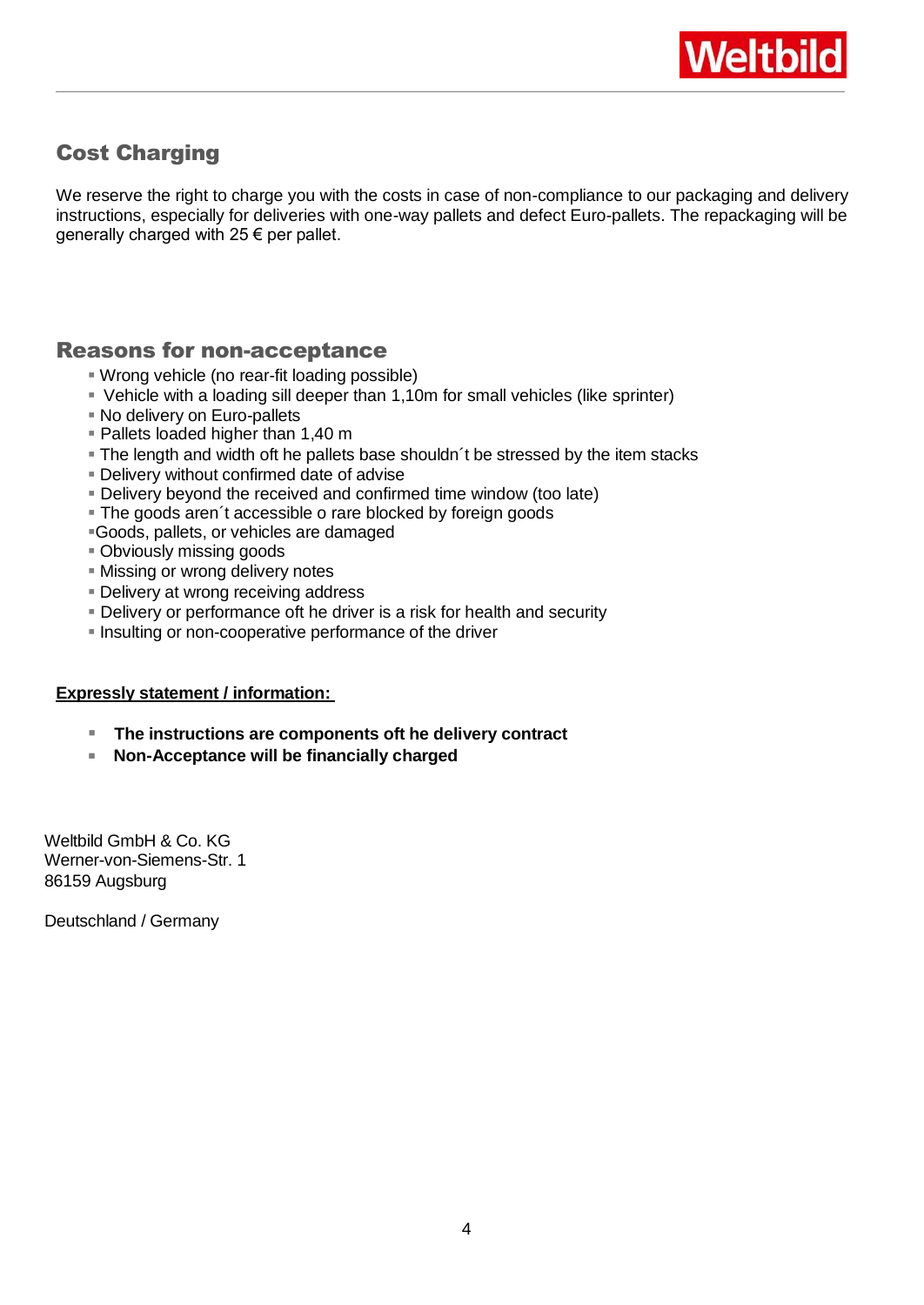## Cost Charging

We reserve the right to charge you with the costs in case of non-compliance to our packaging and delivery instructions, especially for deliveries with one-way pallets and defect Euro-pallets. The repackaging will be generally charged with 25 € per pallet.

## Reasons for non-acceptance

- Wrong vehicle (no rear-fit loading possible)
- Vehicle with a loading sill deeper than 1,10m for small vehicles (like sprinter)
- No delivery on Euro-pallets
- Pallets loaded higher than 1,40 m
- The length and width oft he pallets base shouldn´t be stressed by the item stacks
- Delivery without confirmed date of advise
- Delivery beyond the received and confirmed time window (too late)
- The goods aren´t accessible o rare blocked by foreign goods
- Goods, pallets, or vehicles are damaged
- Obviously missing goods
- Missing or wrong delivery notes
- Delivery at wrong receiving address
- Delivery or performance oft he driver is a risk for health and security
- Insulting or non-cooperative performance of the driver

**Expressly statement / information:**

- **The instructions are components oft he delivery contract**
- **Non-Acceptance will be financially charged**

Weltbild GmbH & Co. KG
Werner-von-Siemens-Str. 1
86159 Augsburg

Deutschland / Germany